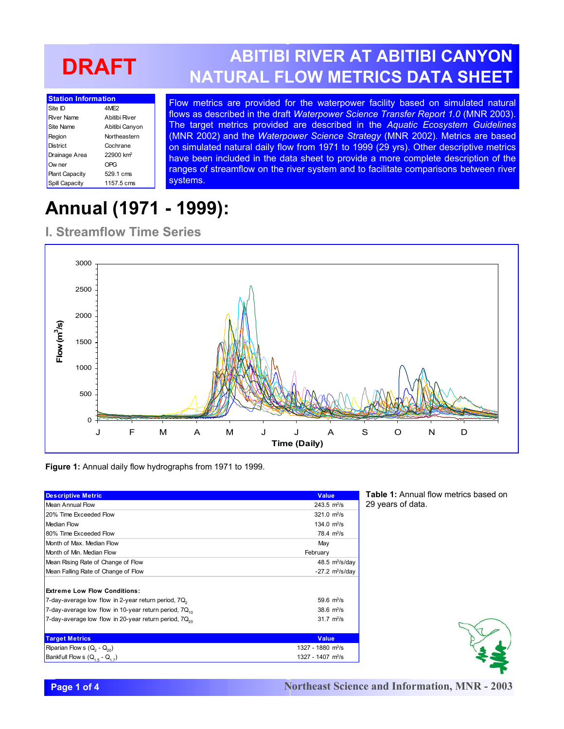DRAFT

# ABITIBI RIVER AT ABITIBI CANYON NATURAL FLOW METRICS DATA SHEET

| Station Information | |
|---|---|
| Site ID | 4ME2 |
| River Name | Abitibi River |
| Site Name | Abitibi Canyon |
| Region | Northeastern |
| District | Cochrane |
| Drainage Area | 22900 $km^2$ |
| Owner | OPG |
| Plant Capacity | 529.1 cms |
| Spill Capacity | 1157.5 cms |

Flow metrics are provided for the waterpower facility based on simulated natural flows as described in the draft *Waterpower Science Transfer Report 1.0* (MNR 2003). The target metrics provided are described in the *Aquatic Ecosystem Guidelines* (MNR 2002) and the *Waterpower Science Strategy* (MNR 2002). Metrics are based on simulated natural daily flow from 1971 to 1999 (29 yrs). Other descriptive metrics have been included in the data sheet to provide a more complete description of the ranges of streamflow on the river system and to facilitate comparisons between river systems.

# Annual (1971 - 1999):

## I. Streamflow Time Series

**Figure 1:** Annual daily flow hydrographs from 1971 to 1999.

| Descriptive Metric | Value |
|---|---|
| Mean Annual Flow | 243.5 $m^3/s$ |
| 20% Time Exceeded Flow | 321.0 $m^3/s$ |
| Median Flow | 134.0 $m^3/s$ |
| 80% Time Exceeded Flow | 78.4 $m^3/s$ |
| Month of Max. Median Flow | May |
| Month of Min. Median Flow | February |
| Mean Rising Rate of Change of Flow | 48.5 $m^3/s/day$ |
| Mean Falling Rate of Change of Flow | -27.2 $m^3/s/day$ |
| **Extreme Low Flow Conditions:** | |
| 7-day-average low flow in 2-year return period, $7Q_2$ | 59.6 $m^3/s$ |
| 7-day-average low flow in 10-year return period, $7Q_{10}$ | 38.6 $m^3/s$ |
| 7-day-average low flow in 20-year return period, $7Q_{20}$ | 31.7 $m^3/s$ |
| **Target Metrics** | **Value** |
| Riparian Flows ($Q_2$ - $Q_{20}$) | 1327 - 1880 $m^3/s$ |
| Bankfull Flows ($Q_{1.5}$ - $Q_{1.7}$) | 1327 - 1407 $m^3/s$ |

**Table 1:** Annual flow metrics based on 29 years of data.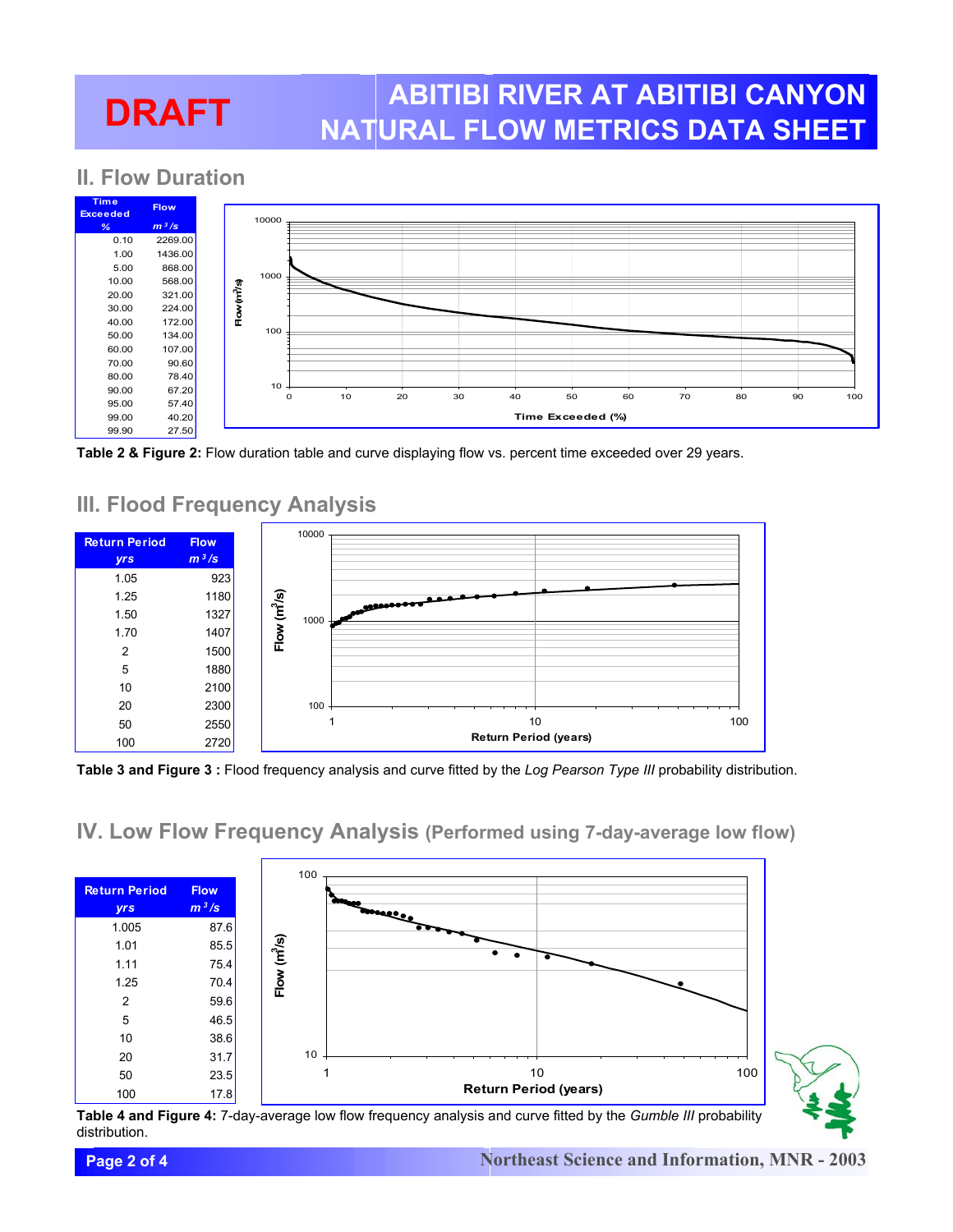**DRAFT**

# ABITIBI RIVER AT ABITIBI CANYON NATURAL FLOW METRICS DATA SHEET

## II. Flow Duration

| Time Exceeded % | Flow $m^3/s$ |
|---|---|
| 0.10 | 2269.00 |
| 1.00 | 1436.00 |
| 5.00 | 868.00 |
| 10.00 | 568.00 |
| 20.00 | 321.00 |
| 30.00 | 224.00 |
| 40.00 | 172.00 |
| 50.00 | 134.00 |
| 60.00 | 107.00 |
| 70.00 | 90.60 |
| 80.00 | 78.40 |
| 90.00 | 67.20 |
| 95.00 | 57.40 |
| 99.00 | 40.20 |
| 99.90 | 27.50 |

**Table 2 & Figure 2:** Flow duration table and curve displaying flow vs. percent time exceeded over 29 years.

## III. Flood Frequency Analysis

| Return Period yrs | Flow $m^3/s$ |
|---|---|
| 1.05 | 923 |
| 1.25 | 1180 |
| 1.50 | 1327 |
| 1.70 | 1407 |
| 2 | 1500 |
| 5 | 1880 |
| 10 | 2100 |
| 20 | 2300 |
| 50 | 2550 |
| 100 | 2720 |

**Table 3 and Figure 3 :** Flood frequency analysis and curve fitted by the *Log Pearson Type III* probability distribution.

## IV. Low Flow Frequency Analysis (Performed using 7-day-average low flow)

| Return Period yrs | Flow $m^3/s$ |
|---|---|
| 1.005 | 87.6 |
| 1.01 | 85.5 |
| 1.11 | 75.4 |
| 1.25 | 70.4 |
| 2 | 59.6 |
| 5 | 46.5 |
| 10 | 38.6 |
| 20 | 31.7 |
| 50 | 23.5 |
| 100 | 17.8 |

**Table 4 and Figure 4:** 7-day-average low flow frequency analysis and curve fitted by the *Gumble III* probability distribution.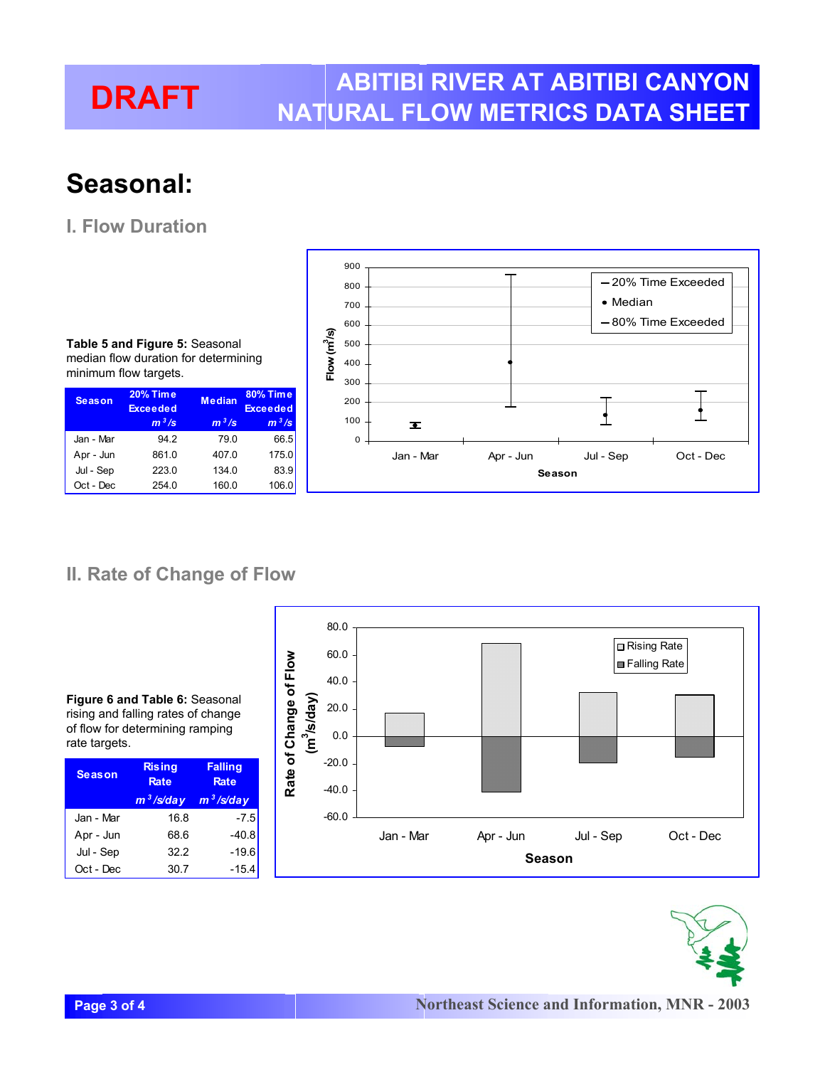# Seasonal:

## I. Flow Duration

**Table 5 and Figure 5:** Seasonal median flow duration for determining minimum flow targets.

| Season | 20% Time Exceeded $m^3/s$ | Median $m^3/s$ | 80% Time Exceeded $m^3/s$ |
|---|---|---|---|
| Jan - Mar | 94.2 | 79.0 | 66.5 |
| Apr - Jun | 861.0 | 407.0 | 175.0 |
| Jul - Sep | 223.0 | 134.0 | 83.9 |
| Oct - Dec | 254.0 | 160.0 | 106.0 |

## II. Rate of Change of Flow

**Figure 6 and Table 6:** Seasonal rising and falling rates of change of flow for determining ramping rate targets.

| Season | Rising Rate $m^3/s/day$ | Falling Rate $m^3/s/day$ |
|---|---|---|
| Jan - Mar | 16.8 | -7.5 |
| Apr - Jun | 68.6 | -40.8 |
| Jul - Sep | 32.2 | -19.6 |
| Oct - Dec | 30.7 | -15.4 |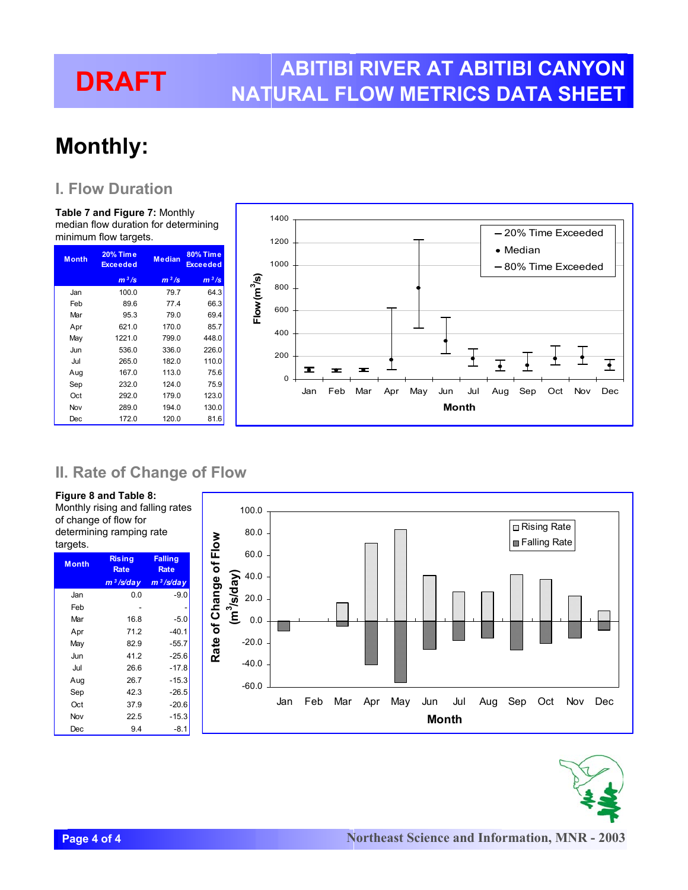DRAFT

# ABITIBI RIVER AT ABITIBI CANYON NATURAL FLOW METRICS DATA SHEET

# Monthly:

## I. Flow Duration

**Table 7 and Figure 7:** Monthly median flow duration for determining minimum flow targets.

| Month | 20% Time Exceeded | Median | 80% Time Exceeded |
|---|---|---|---|
| | $m^3/s$ | $m^3/s$ | $m^3/s$ |
| Jan | 100.0 | 79.7 | 64.3 |
| Feb | 89.6 | 77.4 | 66.3 |
| Mar | 95.3 | 79.0 | 69.4 |
| Apr | 621.0 | 170.0 | 85.7 |
| May | 1221.0 | 799.0 | 448.0 |
| Jun | 536.0 | 336.0 | 226.0 |
| Jul | 265.0 | 182.0 | 110.0 |
| Aug | 167.0 | 113.0 | 75.6 |
| Sep | 232.0 | 124.0 | 75.9 |
| Oct | 292.0 | 179.0 | 123.0 |
| Nov | 289.0 | 194.0 | 130.0 |
| Dec | 172.0 | 120.0 | 81.6 |

Flow ($m^3/s$)
1400
1200
1000
800
600
400
200
0
Jan Feb Mar Apr May Jun Jul Aug Sep Oct Nov Dec
Month
20% Time Exceeded
Median
80% Time Exceeded

## II. Rate of Change of Flow

**Figure 8 and Table 8:** Monthly rising and falling rates of change of flow for determining ramping rate targets.

| Month | Rising Rate | Falling Rate |
|---|---|---|
| | $m^3/s/day$ | $m^3/s/day$ |
| Jan | 0.0 | -9.0 |
| Feb | - | - |
| Mar | 16.8 | -5.0 |
| Apr | 71.2 | -40.1 |
| May | 82.9 | -55.7 |
| Jun | 41.2 | -25.6 |
| Jul | 26.6 | -17.8 |
| Aug | 26.7 | -15.3 |
| Sep | 42.3 | -26.5 |
| Oct | 37.9 | -20.6 |
| Nov | 22.5 | -15.3 |
| Dec | 9.4 | -8.1 |

Rate of Change of Flow ($m^3/s/day$)
100.0
80.0
60.0
40.0
20.0
0.0
-20.0
-40.0
-60.0
Jan Feb Mar Apr May Jun Jul Aug Sep Oct Nov Dec
Month
Rising Rate
Falling Rate

Northeast Science and Information, MNR - 2003